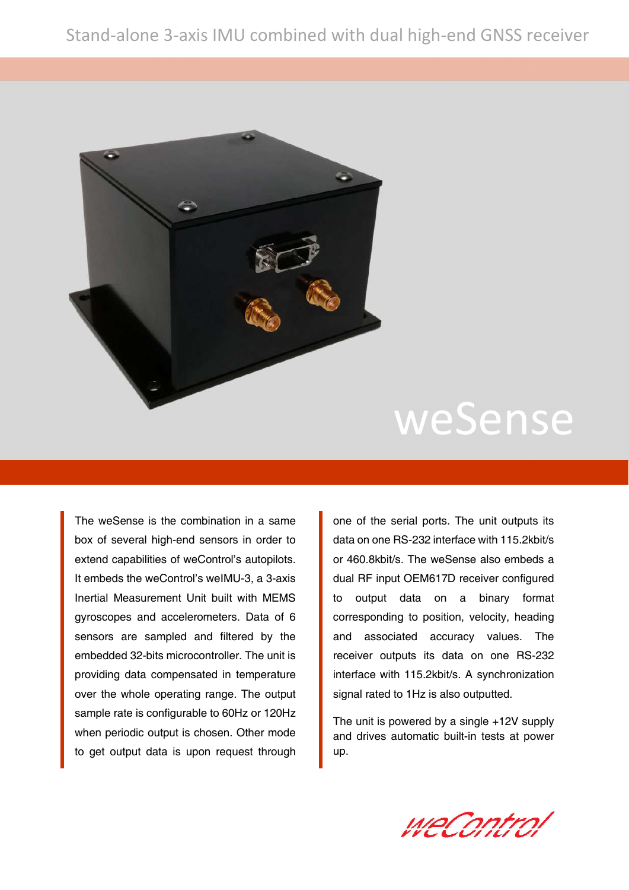Stand-alone 3-axis IMU combined with dual high-end GNSS receiver

# weSense

The weSense is the combination in a same box of several high-end sensors in order to extend capabilities of weControl's autopilots. It embeds the weControl's weIMU-3, a 3-axis Inertial Measurement Unit built with MEMS gyroscopes and accelerometers. Data of 6 sensors are sampled and filtered by the embedded 32-bits microcontroller. The unit is providing data compensated in temperature over the whole operating range. The output sample rate is configurable to 60Hz or 120Hz when periodic output is chosen. Other mode to get output data is upon request through one of the serial ports. The unit outputs its data on one RS-232 interface with 115.2kbit/s or 460.8kbit/s. The weSense also embeds a dual RF input OEM617D receiver configured to output data on a binary format corresponding to position, velocity, heading and associated accuracy values. The receiver outputs its data on one RS-232 interface with 115.2kbit/s. A synchronization signal rated to 1Hz is also outputted.

The unit is powered by a single +12V supply and drives automatic built-in tests at power up.

weControl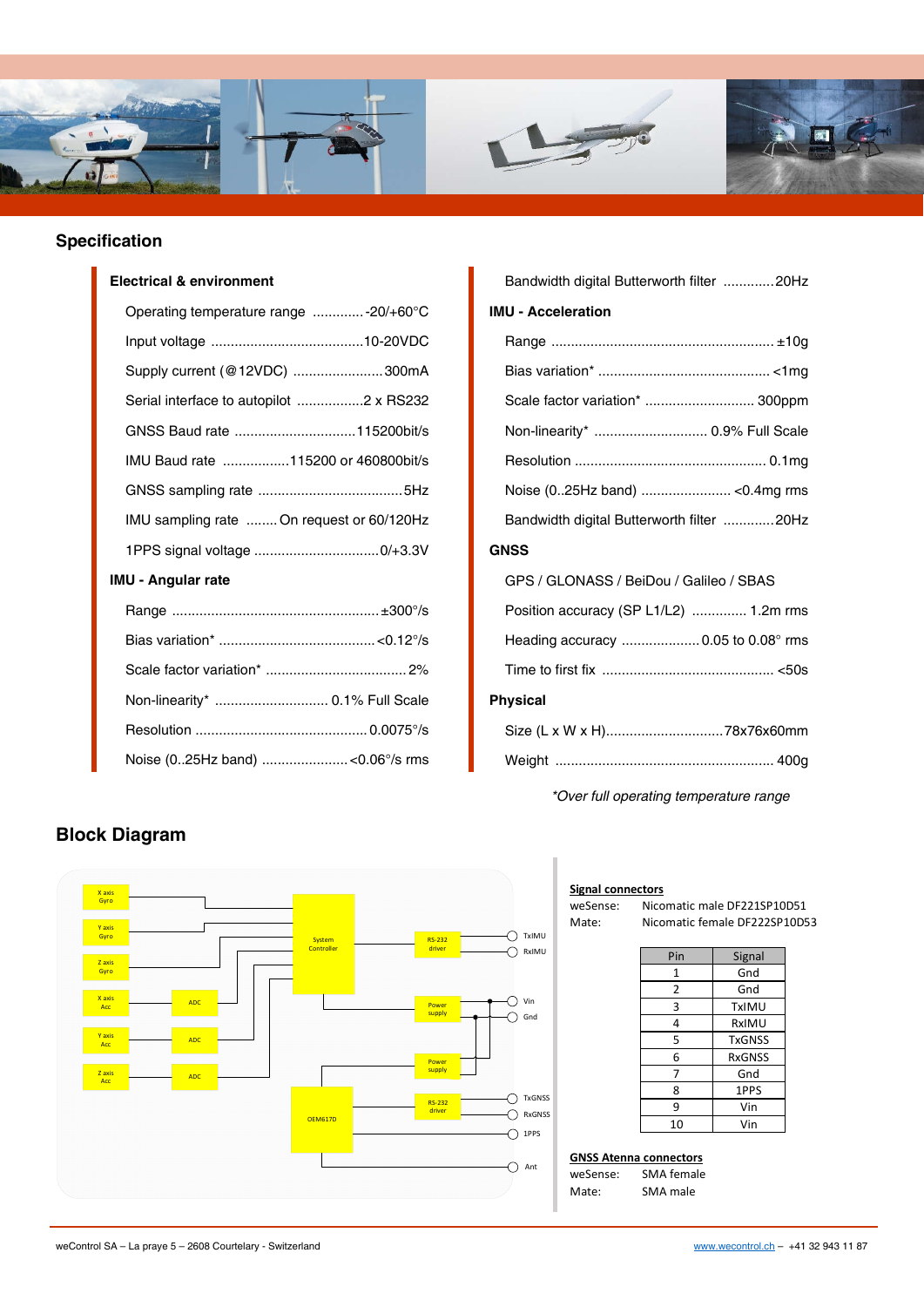## Specification

**Electrical & environment**

Operating temperature range .............-20/+60°C

Input voltage .......................................10-20VDC

Supply current (@12VDC) .......................300mA

Serial interface to autopilot .................2 x RS232

GNSS Baud rate ...............................115200bit/s

IMU Baud rate .................115200 or 460800bit/s

GNSS sampling rate ....................................5Hz

IMU sampling rate ........On request or 60/120Hz

1PPS signal voltage ................................0/+3.3V

**IMU - Angular rate**

Range .....................................................±300°/s

Bias variation* .........................................<0.12°/s

Scale factor variation* .................................... 2%

Non-linearity* ............................. 0.1% Full Scale

Resolution ............................................0.0075°/s

Noise (0..25Hz band) ......................<0.06°/s rms

Bandwidth digital Butterworth filter .............20Hz

**IMU - Acceleration**

Range ........................................................ ±10g

Bias variation* ............................................ <1mg

Scale factor variation* ............................ 300ppm

Non-linearity* ............................. 0.9% Full Scale

Resolution ................................................ 0.1mg

Noise (0..25Hz band) ....................... <0.4mg rms

Bandwidth digital Butterworth filter .............20Hz

**GNSS**

GPS / GLONASS / BeiDou / Galileo / SBAS

Position accuracy (SP L1/L2) ............. 1.2m rms

Heading accuracy ....................0.05 to 0.08° rms

Time to first fix ............................................ <50s

**Physical**

Size (L x W x H)..............................78x76x60mm

Weight ....................................................... 400g

*\*Over full operating temperature range*

## Block Diagram

X axis Gyro
Y axis Gyro
Z axis Gyro
X axis Acc
Y axis Acc
Z axis Acc
ADC
ADC
ADC
System Controller
RS-232 driver
Power supply
Power supply
RS-232 driver
OEM617D
TxIMU
RxIMU
Vin
Gnd
TxGNSS
RxGNSS
1PPS
Ant

**Signal connectors**

weSense: Nicomatic male DF221SP10D51

Mate: Nicomatic female DF222SP10D53

| Pin | Signal |
|---|---|
| 1 | Gnd |
| 2 | Gnd |
| 3 | TxIMU |
| 4 | RxIMU |
| 5 | TxGNSS |
| 6 | RxGNSS |
| 7 | Gnd |
| 8 | 1PPS |
| 9 | Vin |
| 10 | Vin |

**GNSS Atenna connectors**

weSense: SMA female

Mate: SMA male

weControl SA – La praye 5 – 2608 Courtelary - Switzerland

www.wecontrol.ch – +41 32 943 11 87